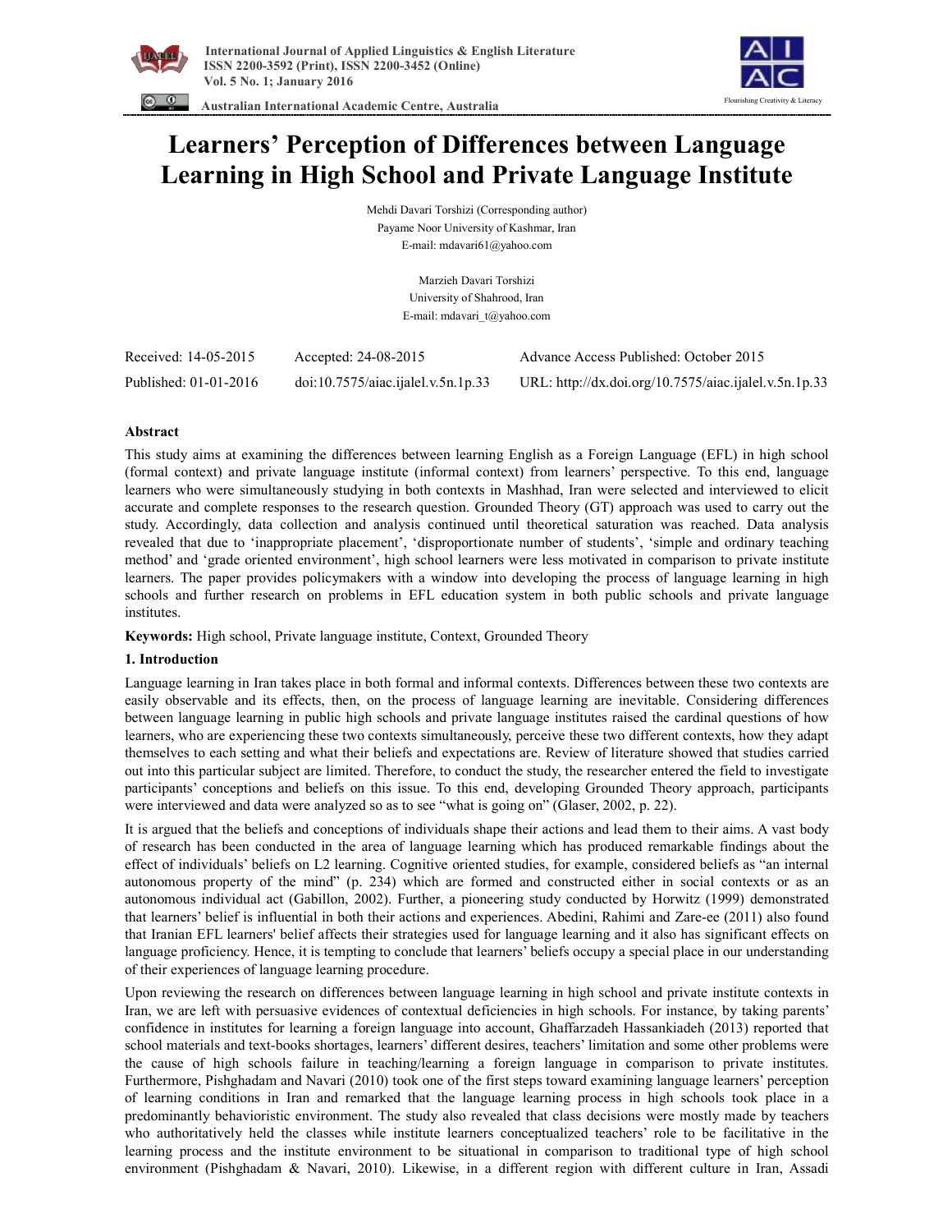# Learners' Perception of Differences between Language Learning in High School and Private Language Institute

Mehdi Davari Torshizi (Corresponding author)
Payame Noor University of Kashmar, Iran
E-mail: mdavari61@yahoo.com

Marzieh Davari Torshizi
University of Shahrood, Iran
E-mail: mdavari_t@yahoo.com

Received: 14-05-2015 Accepted: 24-08-2015 Advance Access Published: October 2015

Published: 01-01-2016 doi:10.7575/aiac.ijalel.v.5n.1p.33 URL: http://dx.doi.org/10.7575/aiac.ijalel.v.5n.1p.33

## Abstract

This study aims at examining the differences between learning English as a Foreign Language (EFL) in high school (formal context) and private language institute (informal context) from learners' perspective. To this end, language learners who were simultaneously studying in both contexts in Mashhad, Iran were selected and interviewed to elicit accurate and complete responses to the research question. Grounded Theory (GT) approach was used to carry out the study. Accordingly, data collection and analysis continued until theoretical saturation was reached. Data analysis revealed that due to 'inappropriate placement', 'disproportionate number of students', 'simple and ordinary teaching method' and 'grade oriented environment', high school learners were less motivated in comparison to private institute learners. The paper provides policymakers with a window into developing the process of language learning in high schools and further research on problems in EFL education system in both public schools and private language institutes.

**Keywords:** High school, Private language institute, Context, Grounded Theory

## 1. Introduction

Language learning in Iran takes place in both formal and informal contexts. Differences between these two contexts are easily observable and its effects, then, on the process of language learning are inevitable. Considering differences between language learning in public high schools and private language institutes raised the cardinal questions of how learners, who are experiencing these two contexts simultaneously, perceive these two different contexts, how they adapt themselves to each setting and what their beliefs and expectations are. Review of literature showed that studies carried out into this particular subject are limited. Therefore, to conduct the study, the researcher entered the field to investigate participants' conceptions and beliefs on this issue. To this end, developing Grounded Theory approach, participants were interviewed and data were analyzed so as to see "what is going on" (Glaser, 2002, p. 22).

It is argued that the beliefs and conceptions of individuals shape their actions and lead them to their aims. A vast body of research has been conducted in the area of language learning which has produced remarkable findings about the effect of individuals' beliefs on L2 learning. Cognitive oriented studies, for example, considered beliefs as "an internal autonomous property of the mind" (p. 234) which are formed and constructed either in social contexts or as an autonomous individual act (Gabillon, 2002). Further, a pioneering study conducted by Horwitz (1999) demonstrated that learners' belief is influential in both their actions and experiences. Abedini, Rahimi and Zare-ee (2011) also found that Iranian EFL learners' belief affects their strategies used for language learning and it also has significant effects on language proficiency. Hence, it is tempting to conclude that learners' beliefs occupy a special place in our understanding of their experiences of language learning procedure.

Upon reviewing the research on differences between language learning in high school and private institute contexts in Iran, we are left with persuasive evidences of contextual deficiencies in high schools. For instance, by taking parents' confidence in institutes for learning a foreign language into account, Ghaffarzadeh Hassankiadeh (2013) reported that school materials and text-books shortages, learners' different desires, teachers' limitation and some other problems were the cause of high schools failure in teaching/learning a foreign language in comparison to private institutes. Furthermore, Pishghadam and Navari (2010) took one of the first steps toward examining language learners' perception of learning conditions in Iran and remarked that the language learning process in high schools took place in a predominantly behavioristic environment. The study also revealed that class decisions were mostly made by teachers who authoritatively held the classes while institute learners conceptualized teachers' role to be facilitative in the learning process and the institute environment to be situational in comparison to traditional type of high school environment (Pishghadam & Navari, 2010). Likewise, in a different region with different culture in Iran, Assadi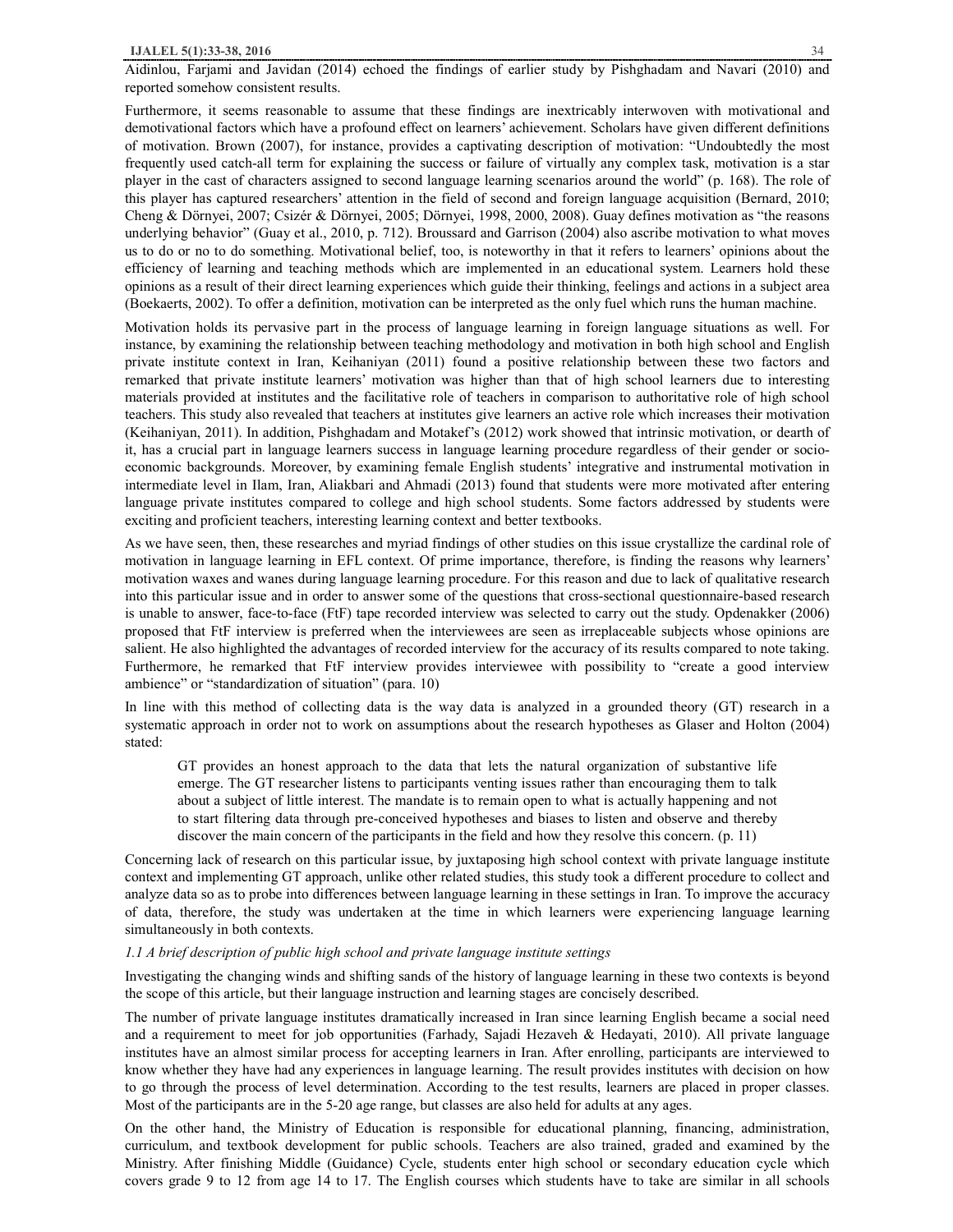Aidinlou, Farjami and Javidan (2014) echoed the findings of earlier study by Pishghadam and Navari (2010) and reported somehow consistent results.

Furthermore, it seems reasonable to assume that these findings are inextricably interwoven with motivational and demotivational factors which have a profound effect on learners' achievement. Scholars have given different definitions of motivation. Brown (2007), for instance, provides a captivating description of motivation: "Undoubtedly the most frequently used catch-all term for explaining the success or failure of virtually any complex task, motivation is a star player in the cast of characters assigned to second language learning scenarios around the world" (p. 168). The role of this player has captured researchers' attention in the field of second and foreign language acquisition (Bernard, 2010; Cheng & Dörnyei, 2007; Csizér & Dörnyei, 2005; Dörnyei, 1998, 2000, 2008). Guay defines motivation as "the reasons underlying behavior" (Guay et al., 2010, p. 712). Broussard and Garrison (2004) also ascribe motivation to what moves us to do or no to do something. Motivational belief, too, is noteworthy in that it refers to learners' opinions about the efficiency of learning and teaching methods which are implemented in an educational system. Learners hold these opinions as a result of their direct learning experiences which guide their thinking, feelings and actions in a subject area (Boekaerts, 2002). To offer a definition, motivation can be interpreted as the only fuel which runs the human machine.

Motivation holds its pervasive part in the process of language learning in foreign language situations as well. For instance, by examining the relationship between teaching methodology and motivation in both high school and English private institute context in Iran, Keihaniyan (2011) found a positive relationship between these two factors and remarked that private institute learners' motivation was higher than that of high school learners due to interesting materials provided at institutes and the facilitative role of teachers in comparison to authoritative role of high school teachers. This study also revealed that teachers at institutes give learners an active role which increases their motivation (Keihaniyan, 2011). In addition, Pishghadam and Motakef's (2012) work showed that intrinsic motivation, or dearth of it, has a crucial part in language learners success in language learning procedure regardless of their gender or socio-economic backgrounds. Moreover, by examining female English students' integrative and instrumental motivation in intermediate level in Ilam, Iran, Aliakbari and Ahmadi (2013) found that students were more motivated after entering language private institutes compared to college and high school students. Some factors addressed by students were exciting and proficient teachers, interesting learning context and better textbooks.

As we have seen, then, these researches and myriad findings of other studies on this issue crystallize the cardinal role of motivation in language learning during EFL context. Of prime importance, therefore, is finding the reasons why learners' motivation waxes and wanes during language learning procedure. For this reason and due to lack of qualitative research into this particular issue and in order to answer some of the questions that cross-sectional questionnaire-based research is unable to answer, face-to-face (FtF) tape recorded interview was selected to carry out the study. Opdenakker (2006) proposed that FtF interview is preferred when the interviewees are seen as irreplaceable subjects whose opinions are salient. He also highlighted the advantages of recorded interview for the accuracy of its results compared to note taking. Furthermore, he remarked that FtF interview provides interviewee with possibility to "create a good interview ambience" or "standardization of situation" (para. 10)

In line with this method of collecting data is the way data is analyzed in a grounded theory (GT) research in a systematic approach in order not to work on assumptions about the research hypotheses as Glaser and Holton (2004) stated:

> GT provides an honest approach to the data that lets the natural organization of substantive life emerge. The GT researcher listens to participants venting issues rather than encouraging them to talk about a subject of little interest. The mandate is to remain open to what is actually happening and not to start filtering data through pre-conceived hypotheses and biases to listen and observe and thereby discover the main concern of the participants in the field and how they resolve this concern. (p. 11)

Concerning lack of research on this particular issue, by juxtaposing high school context with private language institute context and implementing GT approach, unlike other related studies, this study took a different procedure to collect and analyze data so as to probe into differences between language learning in these settings in Iran. To improve the accuracy of data, therefore, the study was undertaken at the time in which learners were experiencing language learning simultaneously in both contexts.

### *1.1 A brief description of public high school and private language institute settings*

Investigating the changing winds and shifting sands of the history of language learning in these two contexts is beyond the scope of this article, but their language instruction and learning stages are concisely described.

The number of private language institutes dramatically increased in Iran since learning English became a social need and a requirement to meet for job opportunities (Farhady, Sajadi Hezaveh & Hedayati, 2010). All private language institutes have an almost similar process for accepting learners in Iran. After enrolling, participants are interviewed to know whether they have had any experiences in language learning. The result provides institutes with decision on how to go through the process of level determination. According to the test results, learners are placed in proper classes. Most of the participants are in the 5-20 age range, but classes are also held for adults at any ages.

On the other hand, the Ministry of Education is responsible for educational planning, financing, administration, curriculum, and textbook development for public schools. Teachers are also trained, graded and examined by the Ministry. After finishing Middle (Guidance) Cycle, students enter high school or secondary education cycle which covers grade 9 to 12 from age 14 to 17. The English courses which students have to take are similar in all schools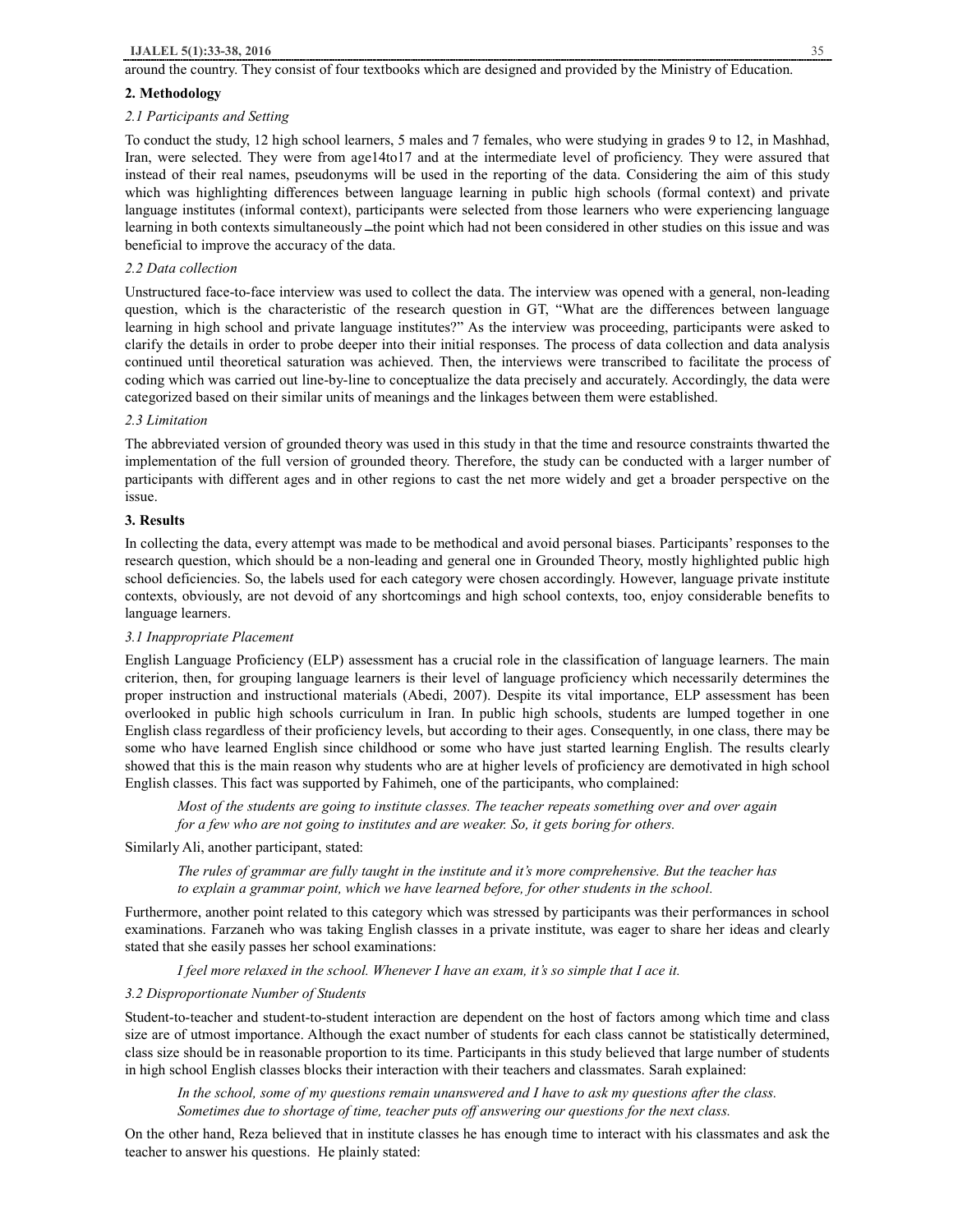around the country. They consist of four textbooks which are designed and provided by the Ministry of Education.

## 2. Methodology

### *2.1 Participants and Setting*

To conduct the study, 12 high school learners, 5 males and 7 females, who were studying in grades 9 to 12, in Mashhad, Iran, were selected. They were from age14to17 and at the intermediate level of proficiency. They were assured that instead of their real names, pseudonyms will be used in the reporting of the data. Considering the aim of this study which was highlighting differences between language learning in public high schools (formal context) and private language institutes (informal context), participants were selected from those learners who were experiencing language learning in both contexts simultaneously – the point which had not been considered in other studies on this issue and was beneficial to improve the accuracy of the data.

### *2.2 Data collection*

Unstructured face-to-face interview was used to collect the data. The interview was opened with a general, non-leading question, which is the characteristic of the research question in GT, "What are the differences between language learning in high school and private language institutes?" As the interview was proceeding, participants were asked to clarify the details in order to probe deeper into their initial responses. The process of data collection and data analysis continued until theoretical saturation was achieved. Then, the interviews were transcribed to facilitate the process of coding which was carried out line-by-line to conceptualize the data precisely and accurately. Accordingly, the data were categorized based on their similar units of meanings and the linkages between them were established.

### *2.3 Limitation*

The abbreviated version of grounded theory was used in this study in that the time and resource constraints thwarted the implementation of the full version of grounded theory. Therefore, the study can be conducted with a larger number of participants with different ages and in other regions to cast the net more widely and get a broader perspective on the issue.

## 3. Results

In collecting the data, every attempt was made to be methodical and avoid personal biases. Participants' responses to the research question, which should be a non-leading and general one in Grounded Theory, mostly highlighted public high school deficiencies. So, the labels used for each category were chosen accordingly. However, language private institute contexts, obviously, are not devoid of any shortcomings and high school contexts, too, enjoy considerable benefits to language learners.

### *3.1 Inappropriate Placement*

English Language Proficiency (ELP) assessment has a crucial role in the classification of language learners. The main criterion, then, for grouping language learners is their level of language proficiency which necessarily determines the proper instruction and instructional materials (Abedi, 2007). Despite its vital importance, ELP assessment has been overlooked in public high schools curriculum in Iran. In public high schools, students are lumped together in one English class regardless of their proficiency levels, but according to their ages. Consequently, in one class, there may be some who have learned English since childhood or some who have just started learning English. The results clearly showed that this is the main reason why students who are at higher levels of proficiency are demotivated in high school English classes. This fact was supported by Fahimeh, one of the participants, who complained:

> *Most of the students are going to institute classes. The teacher repeats something over and over again for a few who are not going to institutes and are weaker. So, it gets boring for others.*

Similarly Ali, another participant, stated:

> *The rules of grammar are fully taught in the institute and it's more comprehensive. But the teacher has to explain a grammar point, which we have learned before, for other students in the school.*

Furthermore, another point related to this category which was stressed by participants was their performances in school examinations. Farzaneh who was taking English classes in a private institute, was eager to share her ideas and clearly stated that she easily passes her school examinations:

> *I feel more relaxed in the school. Whenever I have an exam, it's so simple that I ace it.*

### *3.2 Disproportionate Number of Students*

Student-to-teacher and student-to-student interaction are dependent on the host of factors among which time and class size are of utmost importance. Although the exact number of students for each class cannot be statistically determined, class size should be in reasonable proportion to its time. Participants in this study believed that large number of students in high school English classes blocks their interaction with their teachers and classmates. Sarah explained:

> *In the school, some of my questions remain unanswered and I have to ask my questions after the class. Sometimes due to shortage of time, teacher puts off answering our questions for the next class.*

On the other hand, Reza believed that in institute classes he has enough time to interact with his classmates and ask the teacher to answer his questions. He plainly stated: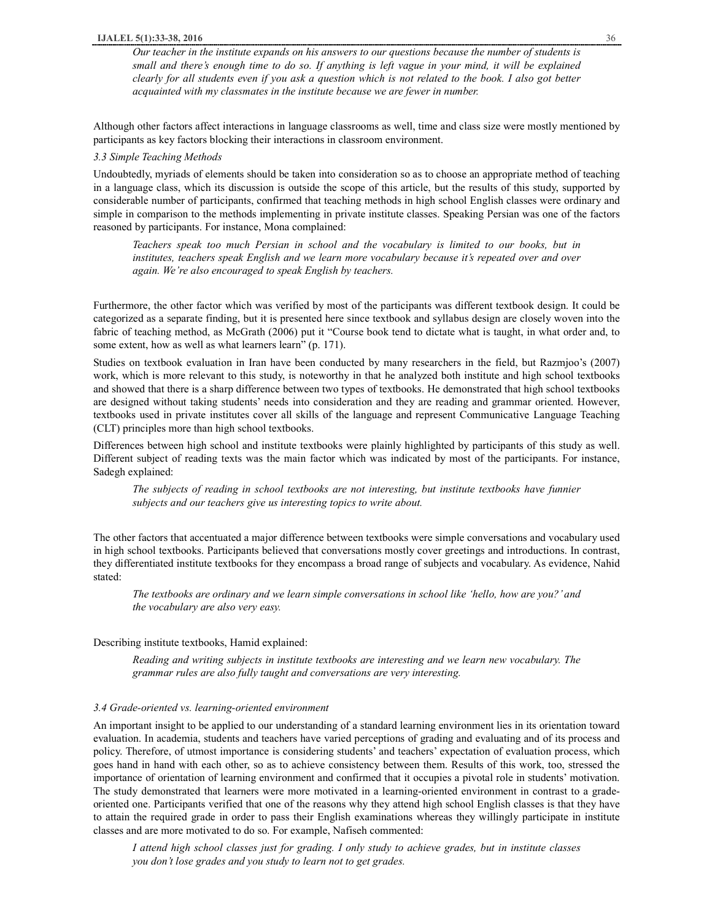*Our teacher in the institute expands on his answers to our questions because the number of students is small and there's enough time to do so. If anything is left vague in your mind, it will be explained clearly for all students even if you ask a question which is not related to the book. I also got better acquainted with my classmates in the institute because we are fewer in number.*

Although other factors affect interactions in language classrooms as well, time and class size were mostly mentioned by participants as key factors blocking their interactions in classroom environment.

### *3.3 Simple Teaching Methods*

Undoubtedly, myriads of elements should be taken into consideration so as to choose an appropriate method of teaching in a language class, which its discussion is outside the scope of this article, but the results of this study, supported by considerable number of participants, confirmed that teaching methods in high school English classes were ordinary and simple in comparison to the methods implementing in private institute classes. Speaking Persian was one of the factors reasoned by participants. For instance, Mona complained:

> *Teachers speak too much Persian in school and the vocabulary is limited to our books, but in institutes, teachers speak English and we learn more vocabulary because it's repeated over and over again. We're also encouraged to speak English by teachers.*

Furthermore, the other factor which was verified by most of the participants was different textbook design. It could be categorized as a separate finding, but it is presented here since textbook and syllabus design are closely woven into the fabric of teaching method, as McGrath (2006) put it "Course book tend to dictate what is taught, in what order and, to some extent, how as well as what learners learn" (p. 171).

Studies on textbook evaluation in Iran have been conducted by many researchers in the field, but Razmjoo's (2007) work, which is more relevant to this study, is noteworthy in that he analyzed both institute and high school textbooks and showed that there is a sharp difference between two types of textbooks. He demonstrated that high school textbooks are designed without taking students' needs into consideration and they are reading and grammar oriented. However, textbooks used in private institutes cover all skills of the language and represent Communicative Language Teaching (CLT) principles more than high school textbooks.

Differences between high school and institute textbooks were plainly highlighted by participants of this study as well. Different subject of reading texts was the main factor which was indicated by most of the participants. For instance, Sadegh explained:

> *The subjects of reading in school textbooks are not interesting, but institute textbooks have funnier subjects and our teachers give us interesting topics to write about.*

The other factors that accentuated a major difference between textbooks were simple conversations and vocabulary used in high school textbooks. Participants believed that conversations mostly cover greetings and introductions. In contrast, they differentiated institute textbooks for they encompass a broad range of subjects and vocabulary. As evidence, Nahid stated:

> *The textbooks are ordinary and we learn simple conversations in school like 'hello, how are you?' and the vocabulary are also very easy.*

Describing institute textbooks, Hamid explained:

> *Reading and writing subjects in institute textbooks are interesting and we learn new vocabulary. The grammar rules are also fully taught and conversations are very interesting.*

### *3.4 Grade-oriented vs. learning-oriented environment*

An important insight to be applied to our understanding of a standard learning environment lies in its orientation toward evaluation. In academia, students and teachers have varied perceptions of grading and evaluating and of its process and policy. Therefore, of utmost importance is considering students' and teachers' expectation of evaluation process, which goes hand in hand with each other, so as to achieve consistency between them. Results of this work, too, stressed the importance of orientation of learning environment and confirmed that it occupies a pivotal role in students' motivation. The study demonstrated that learners were more motivated in a learning-oriented environment in contrast to a grade-oriented one. Participants verified that one of the reasons why they attend high school English classes is that they have to attain the required grade in order to pass their English examinations whereas they willingly participate in institute classes and are more motivated to do so. For example, Nafiseh commented:

> *I attend high school classes just for grading. I only study to achieve grades, but in institute classes you don't lose grades and you study to learn not to get grades.*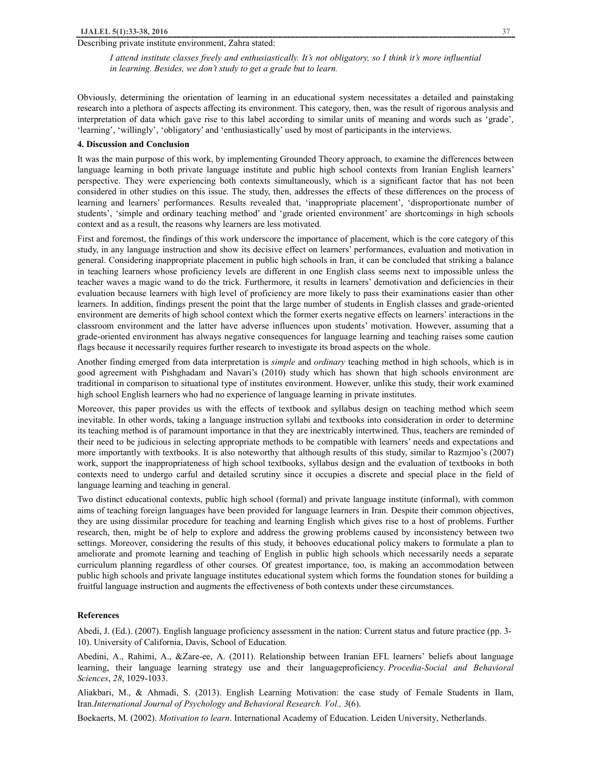Describing private institute environment, Zahra stated:

> *I attend institute classes freely and enthusiastically. It's not obligatory, so I think it's more influential in learning. Besides, we don't study to get a grade but to learn.*

Obviously, determining the orientation of learning in an educational system necessitates a detailed and painstaking research into a plethora of aspects affecting its environment. This category, then, was the result of rigorous analysis and interpretation of data which gave rise to this label according to similar units of meaning and words such as 'grade', 'learning', 'willingly', 'obligatory' and 'enthusiastically' used by most of participants in the interviews.

## 4. Discussion and Conclusion

It was the main purpose of this work, by implementing Grounded Theory approach, to examine the differences between language learning in both private language institute and public high school contexts from Iranian English learners' perspective. They were experiencing both contexts simultaneously, which is a significant factor that has not been considered in other studies on this issue. The study, then, addresses the effects of these differences on the process of learning and learners' performances. Results revealed that, 'inappropriate placement', 'disproportionate number of students', 'simple and ordinary teaching method' and 'grade oriented environment' are shortcomings in high schools context and as a result, the reasons why learners are less motivated.

First and foremost, the findings of this work underscore the importance of placement, which is the core category of this study, in any language instruction and show its decisive effect on learners' performances, evaluation and motivation in general. Considering inappropriate placement in public high schools in Iran, it can be concluded that striking a balance in teaching learners whose proficiency levels are different in one English class seems next to impossible unless the teacher waves a magic wand to do the trick. Furthermore, it results in learners' demotivation and deficiencies in their evaluation because learners with high level of proficiency are more likely to pass their examinations easier than other learners. In addition, findings present the point that the large number of students in English classes and grade-oriented environment are demerits of high school context which the former exerts negative effects on learners' interactions in the classroom environment and the latter have adverse influences upon students' motivation. However, assuming that a grade-oriented environment has always negative consequences for language learning and teaching raises some caution flags because it necessarily requires further research to investigate its broad aspects on the whole.

Another finding emerged from data interpretation is *simple* and *ordinary* teaching method in high schools, which is in good agreement with Pishghadam and Navari's (2010) study which has shown that high schools environment are traditional in comparison to situational type of institutes environment. However, unlike this study, their work examined high school English learners who had no experience of language learning in private institutes.

Moreover, this paper provides us with the effects of textbook and syllabus design on teaching method which seem inevitable. In other words, taking a language instruction syllabi and textbooks into consideration in order to determine its teaching method is of paramount importance in that they are inextricably intertwined. Thus, teachers are reminded of their need to be judicious in selecting appropriate methods to be compatible with learners' needs and expectations and more importantly with textbooks. It is also noteworthy that although results of this study, similar to Razmjoo's (2007) work, support the inappropriateness of high school textbooks, syllabus design and the evaluation of textbooks in both contexts need to undergo carful and detailed scrutiny since it occupies a discrete and special place in the field of language learning and teaching in general.

Two distinct educational contexts, public high school (formal) and private language institute (informal), with common aims of teaching foreign languages have been provided for language learners in Iran. Despite their common objectives, they are using dissimilar procedure for teaching and learning English which gives rise to a host of problems. Further research, then, might be of help to explore and address the growing problems caused by inconsistency between two settings. Moreover, considering the results of this study, it behooves educational policy makers to formulate a plan to ameliorate and promote learning and teaching of English in public high schools which necessarily needs a separate curriculum planning regardless of other courses. Of greatest importance, too, is making an accommodation between public high schools and private language institutes educational system which forms the foundation stones for building a fruitful language instruction and augments the effectiveness of both contexts under these circumstances.

## References

Abedi, J. (Ed.). (2007). English language proficiency assessment in the nation: Current status and future practice (pp. 3-10). University of California, Davis, School of Education.

Abedini, A., Rahimi, A., &Zare-ee, A. (2011). Relationship between Iranian EFL learners' beliefs about language learning, their language learning strategy use and their languageproficiency. *Procedia-Social and Behavioral Sciences*, *28*, 1029-1033.

Aliakbari, M., & Ahmadi, S. (2013). English Learning Motivation: the case study of Female Students in Ilam, Iran.*International Journal of Psychology and Behavioral Research. Vol., 3*(6).

Boekaerts, M. (2002). *Motivation to learn*. International Academy of Education. Leiden University, Netherlands.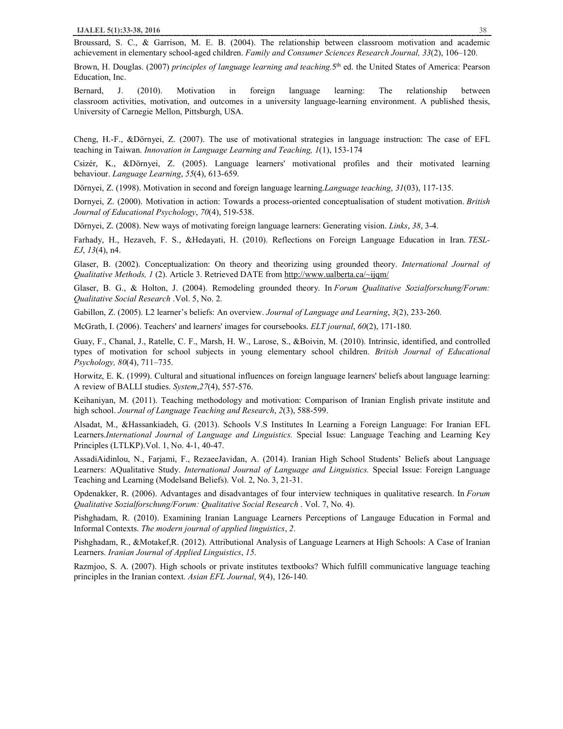Broussard, S. C., & Garrison, M. E. B. (2004). The relationship between classroom motivation and academic achievement in elementary school-aged children. *Family and Consumer Sciences Research Journal, 33*(2), 106–120.

Brown, H. Douglas. (2007) *principles of language learning and teaching.*5th ed. the United States of America: Pearson Education, Inc.

Bernard, J. (2010). Motivation in foreign language learning: The relationship between classroom activities, motivation, and outcomes in a university language-learning environment. A published thesis, University of Carnegie Mellon, Pittsburgh, USA.

Cheng, H.-F., &Dörnyei, Z. (2007). The use of motivational strategies in language instruction: The case of EFL teaching in Taiwan. *Innovation in Language Learning and Teaching, 1*(1), 153-174

Csizér, K., &Dörnyei, Z. (2005). Language learners' motivational profiles and their motivated learning behaviour. *Language Learning*, *55*(4), 613-659.

Dörnyei, Z. (1998). Motivation in second and foreign language learning.*Language teaching*, *31*(03), 117-135.

Dornyei, Z. (2000). Motivation in action: Towards a process-oriented conceptualisation of student motivation. *British Journal of Educational Psychology*, *70*(4), 519-538.

Dörnyei, Z. (2008). New ways of motivating foreign language learners: Generating vision. *Links*, *38*, 3-4.

Farhady, H., Hezaveh, F. S., &Hedayati, H. (2010). Reflections on Foreign Language Education in Iran. *TESL-EJ*, *13*(4), n4.

Glaser, B. (2002). Conceptualization: On theory and theorizing using grounded theory. *International Journal of Qualitative Methods, 1* (2). Article 3. Retrieved DATE from http://www.ualberta.ca/~ijqm/

Glaser, B. G., & Holton, J. (2004). Remodeling grounded theory. In *Forum Qualitative Sozialforschung/Forum: Qualitative Social Research* .Vol. 5, No. 2.

Gabillon, Z. (2005). L2 learner's beliefs: An overview. *Journal of Language and Learning*, *3*(2), 233-260.

McGrath, I. (2006). Teachers' and learners' images for coursebooks. *ELT journal*, *60*(2), 171-180.

Guay, F., Chanal, J., Ratelle, C. F., Marsh, H. W., Larose, S., &Boivin, M. (2010). Intrinsic, identified, and controlled types of motivation for school subjects in young elementary school children. *British Journal of Educational Psychology, 80*(4), 711–735.

Horwitz, E. K. (1999). Cultural and situational influences on foreign language learners' beliefs about language learning: A review of BALLI studies. *System*,*27*(4), 557-576.

Keihaniyan, M. (2011). Teaching methodology and motivation: Comparison of Iranian English private institute and high school. *Journal of Language Teaching and Research*, *2*(3), 588-599.

Alsadat, M., &Hassankiadeh, G. (2013). Schools V.S Institutes In Learning a Foreign Language: For Iranian EFL Learners.*International Journal of Language and Linguistics.* Special Issue: Language Teaching and Learning Key Principles (LTLKP).Vol. 1, No. 4-1, 40-47.

AssadiAidinlou, N., Farjami, F., RezaeeJavidan, A. (2014). Iranian High School Students' Beliefs about Language Learners: AQualitative Study. *International Journal of Language and Linguistics.* Special Issue: Foreign Language Teaching and Learning (Modelsand Beliefs). Vol. 2, No. 3, 21-31.

Opdenakker, R. (2006). Advantages and disadvantages of four interview techniques in qualitative research. In *Forum Qualitative Sozialforschung/Forum: Qualitative Social Research* . Vol. 7, No. 4).

Pishghadam, R. (2010). Examining Iranian Language Learners Perceptions of Langauge Education in Formal and Informal Contexts. *The modern journal of applied linguistics*, *2*.

Pishghadam, R., &Motakef,R. (2012). Attributional Analysis of Language Learners at High Schools: A Case of Iranian Learners. *Iranian Journal of Applied Linguistics*, *15*.

Razmjoo, S. A. (2007). High schools or private institutes textbooks? Which fulfill communicative language teaching principles in the Iranian context. *Asian EFL Journal*, *9*(4), 126-140.